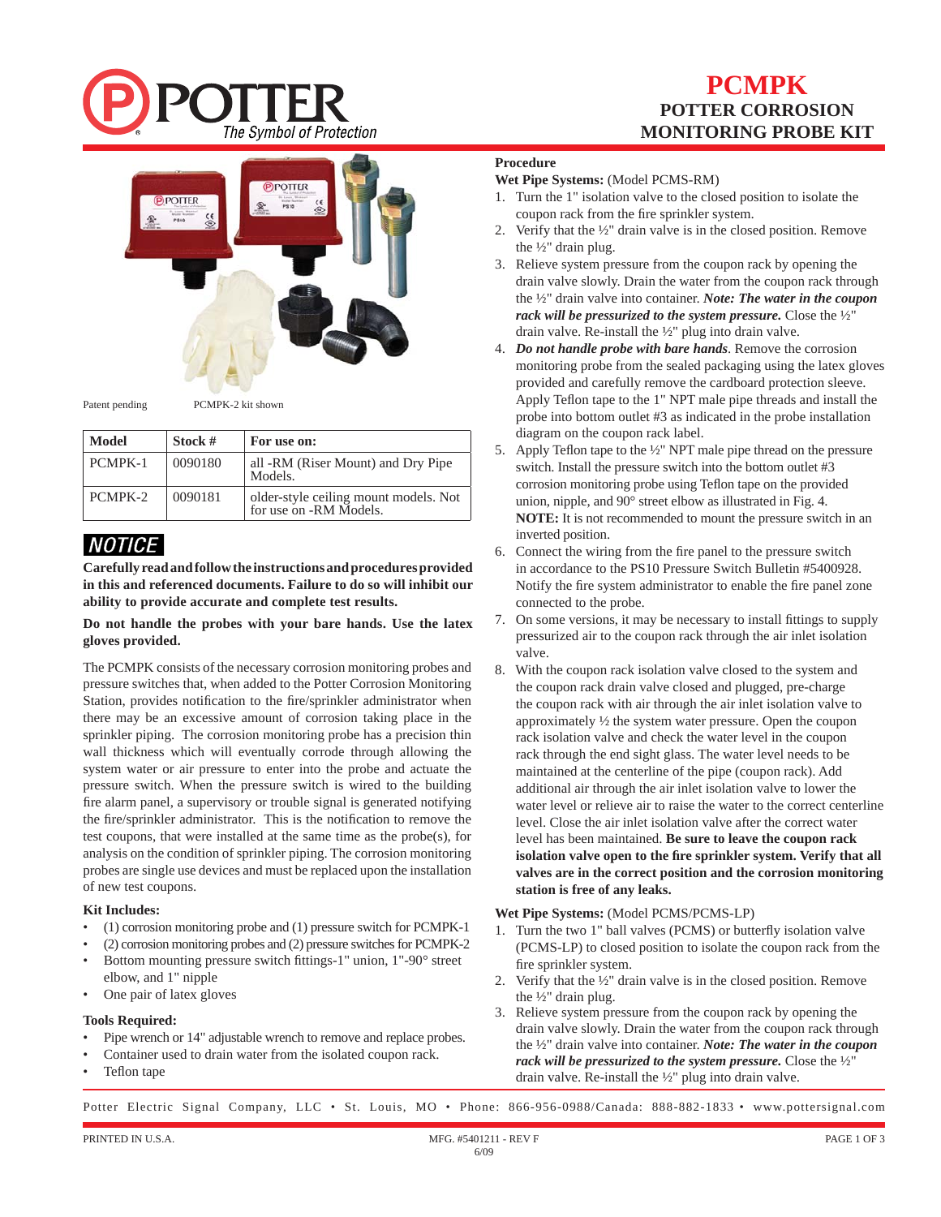# PCMPK

## POTTER CORROSION MONITORING PROBE KIT

Patent pending PCMPK-2 kit shown

| Model | Stock # | For use on: |
|---|---|---|
| PCMPK-1 | 0090180 | all -RM (Riser Mount) and Dry Pipe Models. |
| PCMPK-2 | 0090181 | older-style ceiling mount models. Not for use on -RM Models. |

### NOTICE

**Carefully read and follow the instructions and procedures provided in this and referenced documents. Failure to do so will inhibit our ability to provide accurate and complete test results.**

**Do not handle the probes with your bare hands. Use the latex gloves provided.**

The PCMPK consists of the necessary corrosion monitoring probes and pressure switches that, when added to the Potter Corrosion Monitoring Station, provides notification to the fire/sprinkler administrator when there may be an excessive amount of corrosion taking place in the sprinkler piping. The corrosion monitoring probe has a precision thin wall thickness which will eventually corrode through allowing the system water or air pressure to enter into the probe and actuate the pressure switch. When the pressure switch is wired to the building fire alarm panel, a supervisory or trouble signal is generated notifying the fire/sprinkler administrator. This is the notification to remove the test coupons, that were installed at the same time as the probe(s), for analysis on the condition of sprinkler piping. The corrosion monitoring probes are single use devices and must be replaced upon the installation of new test coupons.

### Kit Includes:

- (1) corrosion monitoring probe and (1) pressure switch for PCMPK-1
- (2) corrosion monitoring probes and (2) pressure switches for PCMPK-2
- Bottom mounting pressure switch fittings-1" union, 1"-90° street elbow, and 1" nipple
- One pair of latex gloves

### Tools Required:

- Pipe wrench or 14" adjustable wrench to remove and replace probes.
- Container used to drain water from the isolated coupon rack.
- Teflon tape

### Procedure

**Wet Pipe Systems:** (Model PCMS-RM)

1. Turn the 1" isolation valve to the closed position to isolate the coupon rack from the fire sprinkler system.
2. Verify that the ½" drain valve is in the closed position. Remove the ½" drain plug.
3. Relieve system pressure from the coupon rack by opening the drain valve slowly. Drain the water from the coupon rack through the ½" drain valve into container. ***Note: The water in the coupon rack will be pressurized to the system pressure.*** Close the ½" drain valve. Re-install the ½" plug into drain valve.
4. ***Do not handle probe with bare hands***. Remove the corrosion monitoring probe from the sealed packaging using the latex gloves provided and carefully remove the cardboard protection sleeve. Apply Teflon tape to the 1" NPT male pipe threads and install the probe into bottom outlet #3 as indicated in the probe installation diagram on the coupon rack label.
5. Apply Teflon tape to the ½" NPT male pipe thread on the pressure switch. Install the pressure switch into the bottom outlet #3 corrosion monitoring probe using Teflon tape on the provided union, nipple, and 90° street elbow as illustrated in Fig. 4. **NOTE:** It is not recommended to mount the pressure switch in an inverted position.
6. Connect the wiring from the fire panel to the pressure switch in accordance to the PS10 Pressure Switch Bulletin #5400928. Notify the fire system administrator to enable the fire panel zone connected to the probe.
7. On some versions, it may be necessary to install fittings to supply pressurized air to the coupon rack through the air inlet isolation valve.
8. With the coupon rack isolation valve closed to the system and the coupon rack drain valve closed and plugged, pre-charge the coupon rack with air through the air inlet isolation valve to approximately ½ the system water pressure. Open the coupon rack isolation valve and check the water level in the coupon rack through the end sight glass. The water level needs to be maintained at the centerline of the pipe (coupon rack). Add additional air through the air inlet isolation valve to lower the water level or relieve air to raise the water to the correct centerline level. Close the air inlet isolation valve after the correct water level has been maintained. **Be sure to leave the coupon rack isolation valve open to the fire sprinkler system. Verify that all valves are in the correct position and the corrosion monitoring station is free of any leaks.**

**Wet Pipe Systems:** (Model PCMS/PCMS-LP)

1. Turn the two 1" ball valves (PCMS) or butterfly isolation valve (PCMS-LP) to closed position to isolate the coupon rack from the fire sprinkler system.
2. Verify that the ½" drain valve is in the closed position. Remove the ½" drain plug.
3. Relieve system pressure from the coupon rack by opening the drain valve slowly. Drain the water from the coupon rack through the ½" drain valve into container. ***Note: The water in the coupon rack will be pressurized to the system pressure.*** Close the ½" drain valve. Re-install the ½" plug into drain valve.

Potter Electric Signal Company, LLC • St. Louis, MO • Phone: 866-956-0988/Canada: 888-882-1833 • www.pottersignal.com

PRINTED IN U.S.A. MFG. #5401211 - REV F 6/09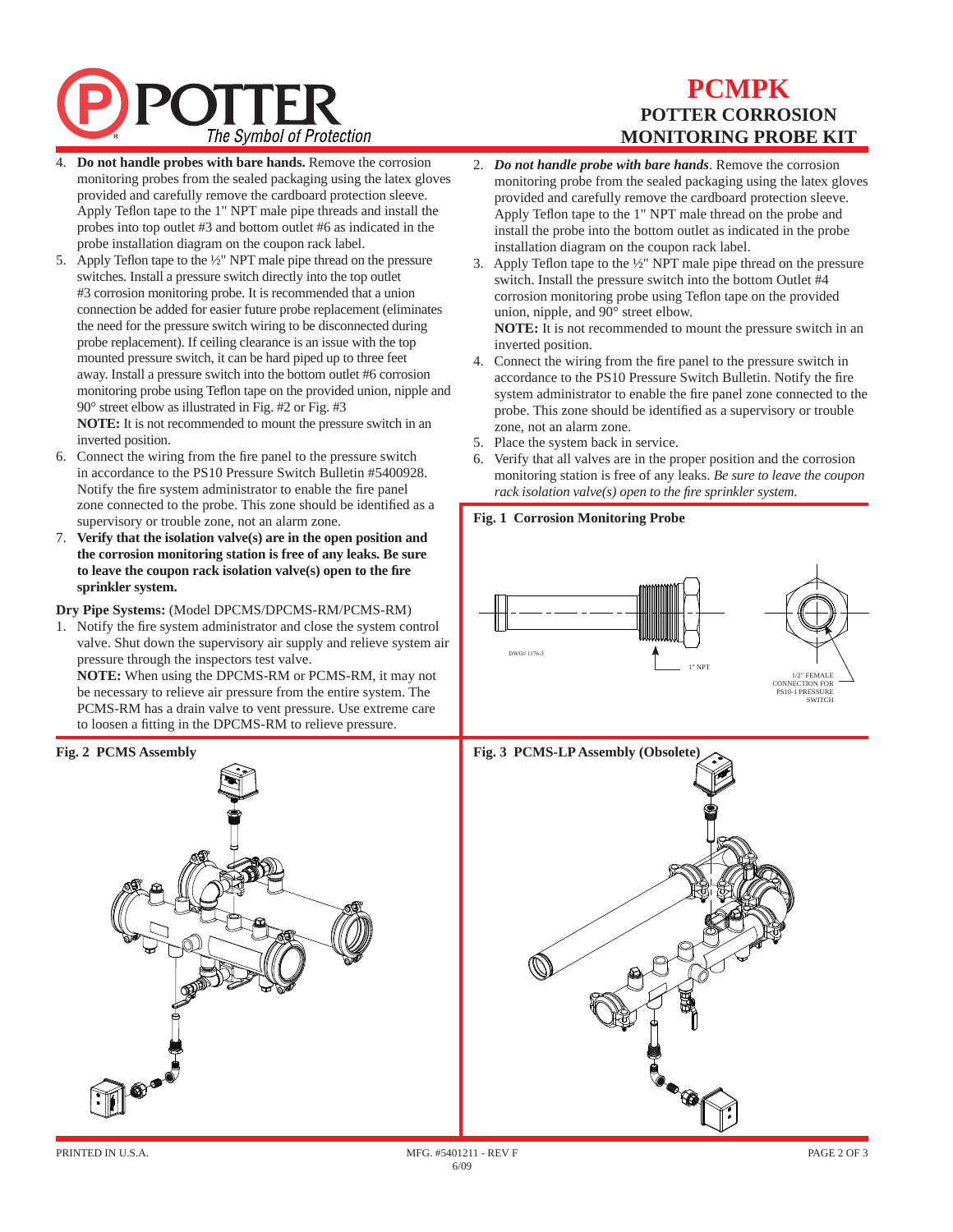4. **Do not handle probes with bare hands.** Remove the corrosion monitoring probes from the sealed packaging using the latex gloves provided and carefully remove the cardboard protection sleeve. Apply Teflon tape to the 1" NPT male pipe threads and install the probes into top outlet #3 and bottom outlet #6 as indicated in the probe installation diagram on the coupon rack label.
5. Apply Teflon tape to the ½" NPT male pipe thread on the pressure switches. Install a pressure switch directly into the top outlet #3 corrosion monitoring probe. It is recommended that a union connection be added for easier future probe replacement (eliminates the need for the pressure switch wiring to be disconnected during probe replacement). If ceiling clearance is an issue with the top mounted pressure switch, it can be hard piped up to three feet away. Install a pressure switch into the bottom outlet #6 corrosion monitoring probe using Teflon tape on the provided union, nipple and 90° street elbow as illustrated in Fig. #2 or Fig. #3
   **NOTE:** It is not recommended to mount the pressure switch in an inverted position.
6. Connect the wiring from the fire panel to the pressure switch in accordance to the PS10 Pressure Switch Bulletin #5400928. Notify the fire system administrator to enable the fire panel zone connected to the probe. This zone should be identified as a supervisory or trouble zone, not an alarm zone.
7. **Verify that the isolation valve(s) are in the open position and the corrosion monitoring station is free of any leaks. Be sure to leave the coupon rack isolation valve(s) open to the fire sprinkler system.**

**Dry Pipe Systems:** (Model DPCMS/DPCMS-RM/PCMS-RM)

1. Notify the fire system administrator and close the system control valve. Shut down the supervisory air supply and relieve system air pressure through the inspectors test valve.
   **NOTE:** When using the DPCMS-RM or PCMS-RM, it may not be necessary to relieve air pressure from the entire system. The PCMS-RM has a drain valve to vent pressure. Use extreme care to loosen a fitting in the DPCMS-RM to relieve pressure.
2. ***Do not handle probe with bare hands***. Remove the corrosion monitoring probe from the sealed packaging using the latex gloves provided and carefully remove the cardboard protection sleeve. Apply Teflon tape to the 1" NPT male thread on the probe and install the probe into the bottom outlet as indicated in the probe installation diagram on the coupon rack label.
3. Apply Teflon tape to the ½" NPT male pipe thread on the pressure switch. Install the pressure switch into the bottom Outlet #4 corrosion monitoring probe using Teflon tape on the provided union, nipple, and 90° street elbow.
   **NOTE:** It is not recommended to mount the pressure switch in an inverted position.
4. Connect the wiring from the fire panel to the pressure switch in accordance to the PS10 Pressure Switch Bulletin. Notify the fire system administrator to enable the fire panel zone connected to the probe. This zone should be identified as a supervisory or trouble zone, not an alarm zone.
5. Place the system back in service.
6. Verify that all valves are in the proper position and the corrosion monitoring station is free of any leaks. *Be sure to leave the coupon rack isolation valve(s) open to the fire sprinkler system.*

**Fig. 1 Corrosion Monitoring Probe**

DWG# 1176-5

1" NPT

1/2" FEMALE CONNECTION FOR PS10-1 PRESSURE SWITCH

**Fig. 2 PCMS Assembly**

**Fig. 3 PCMS-LP Assembly (Obsolete)**

PRINTED IN U.S.A. MFG. #5401211 - REV F 6/09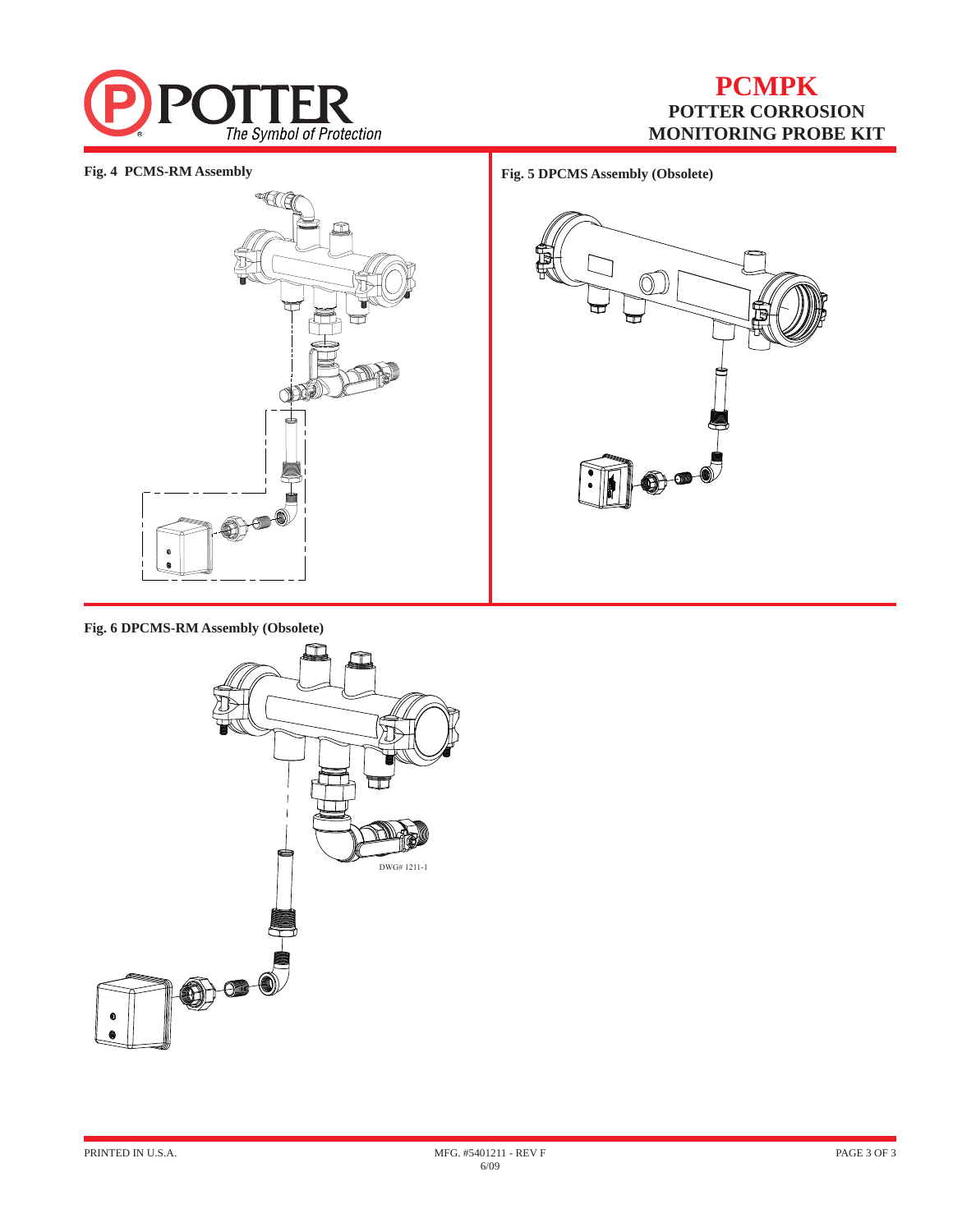**Fig. 4 PCMS-RM Assembly**

**Fig. 5 DPCMS Assembly (Obsolete)**

**Fig. 6 DPCMS-RM Assembly (Obsolete)**

DWG# 1211-1

PRINTED IN U.S.A.

MFG. #5401211 - REV F
6/09